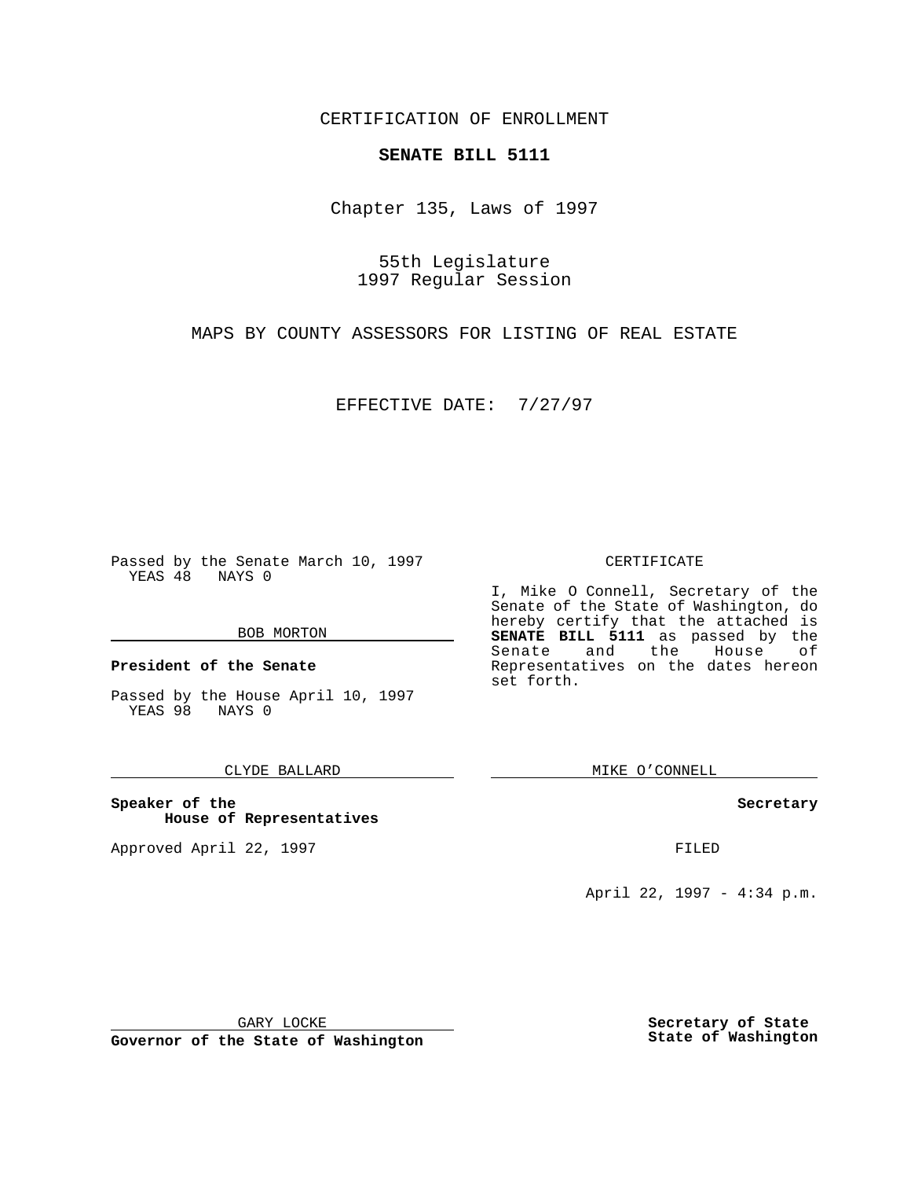CERTIFICATION OF ENROLLMENT

**SENATE BILL 5111**

Chapter 135, Laws of 1997

55th Legislature
1997 Regular Session

MAPS BY COUNTY ASSESSORS FOR LISTING OF REAL ESTATE

EFFECTIVE DATE: 7/27/97

Passed by the Senate March 10, 1997
YEAS 48 NAYS 0

BOB MORTON

**President of the Senate**

Passed by the House April 10, 1997
YEAS 98 NAYS 0

CLYDE BALLARD

**Speaker of the House of Representatives**

Approved April 22, 1997

GARY LOCKE

**Governor of the State of Washington**

CERTIFICATE

I, Mike O Connell, Secretary of the Senate of the State of Washington, do hereby certify that the attached is **SENATE BILL 5111** as passed by the Senate and the House of Representatives on the dates hereon set forth.

MIKE O'CONNELL

**Secretary**

FILED

April 22, 1997 - 4:34 p.m.

**Secretary of State**
**State of Washington**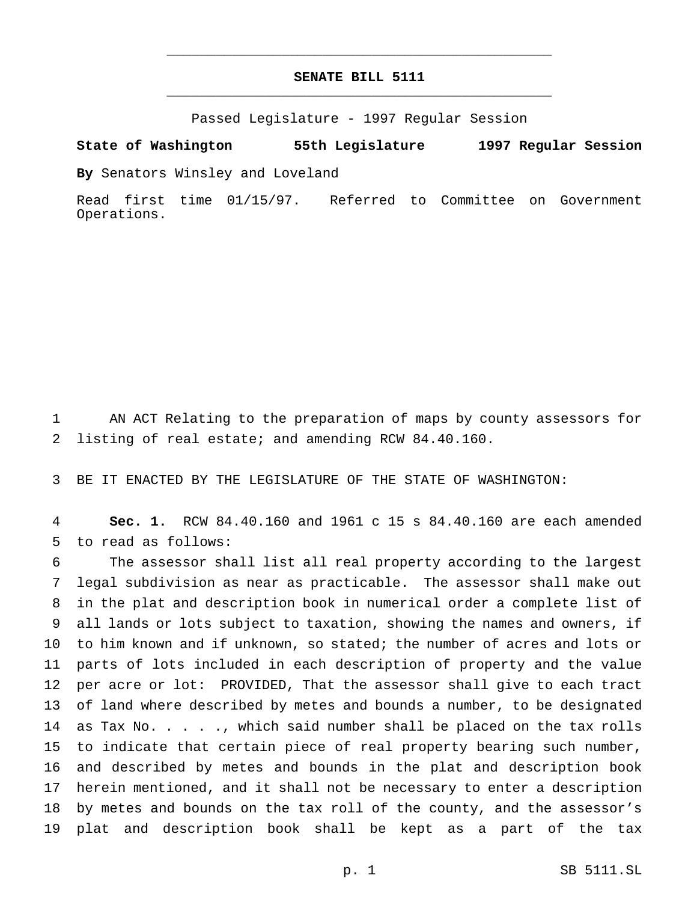# SENATE BILL 5111

Passed Legislature - 1997 Regular Session

**State of Washington 55th Legislature 1997 Regular Session**

**By** Senators Winsley and Loveland

Read first time 01/15/97. Referred to Committee on Government Operations.

AN ACT Relating to the preparation of maps by county assessors for listing of real estate; and amending RCW 84.40.160.

BE IT ENACTED BY THE LEGISLATURE OF THE STATE OF WASHINGTON:

**Sec. 1.** RCW 84.40.160 and 1961 c 15 s 84.40.160 are each amended to read as follows:

The assessor shall list all real property according to the largest legal subdivision as near as practicable. The assessor shall make out in the plat and description book in numerical order a complete list of all lands or lots subject to taxation, showing the names and owners, if to him known and if unknown, so stated; the number of acres and lots or parts of lots included in each description of property and the value per acre or lot: PROVIDED, That the assessor shall give to each tract of land where described by metes and bounds a number, to be designated as Tax No. . . . . ., which said number shall be placed on the tax rolls to indicate that certain piece of real property bearing such number, and described by metes and bounds in the plat and description book herein mentioned, and it shall not be necessary to enter a description by metes and bounds on the tax roll of the county, and the assessor's plat and description book shall be kept as a part of the tax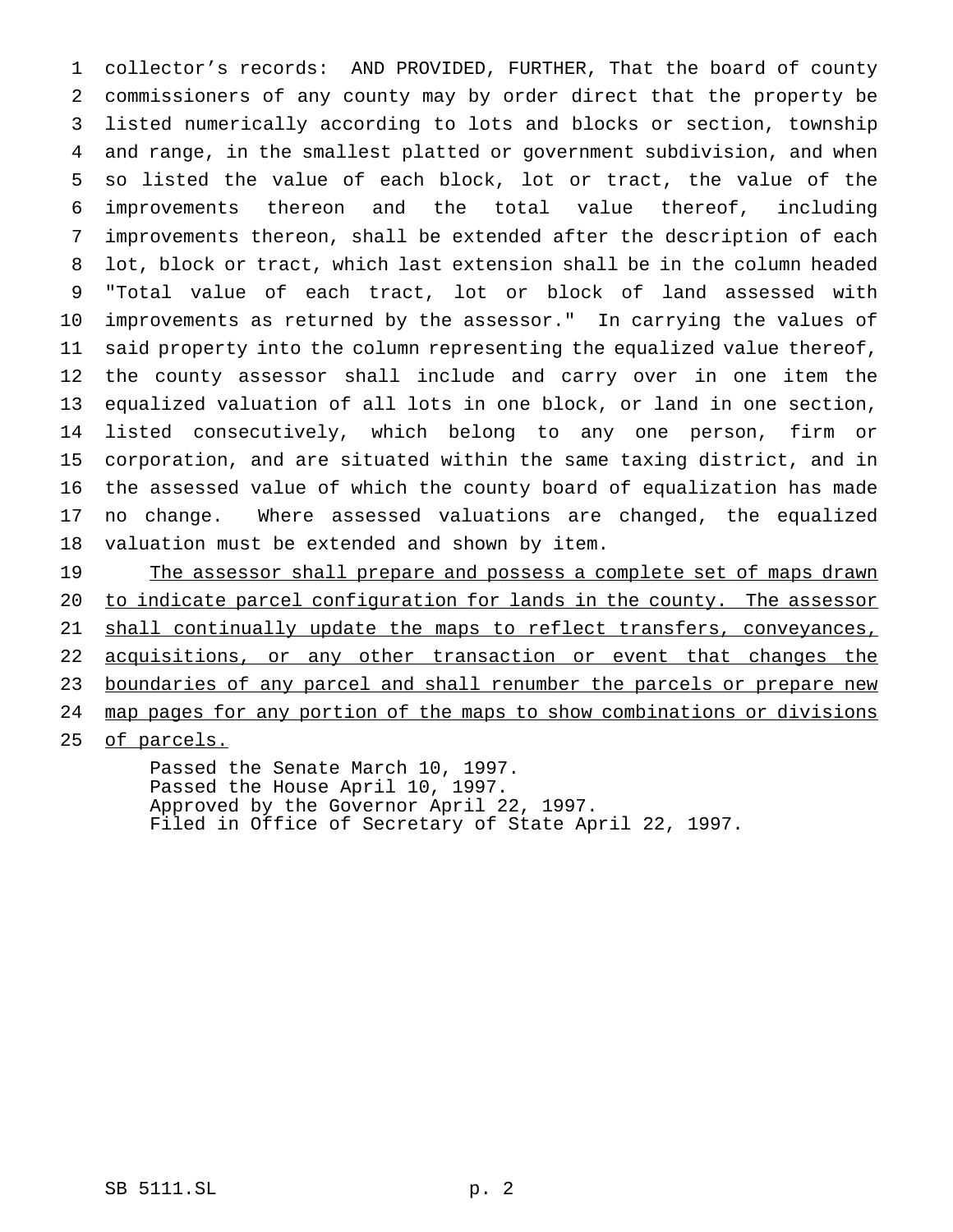collector's records: AND PROVIDED, FURTHER, That the board of county commissioners of any county may by order direct that the property be listed numerically according to lots and blocks or section, township and range, in the smallest platted or government subdivision, and when so listed the value of each block, lot or tract, the value of the improvements thereon and the total value thereof, including improvements thereon, shall be extended after the description of each lot, block or tract, which last extension shall be in the column headed "Total value of each tract, lot or block of land assessed with improvements as returned by the assessor." In carrying the values of said property into the column representing the equalized value thereof, the county assessor shall include and carry over in one item the equalized valuation of all lots in one block, or land in one section, listed consecutively, which belong to any one person, firm or corporation, and are situated within the same taxing district, and in the assessed value of which the county board of equalization has made no change. Where assessed valuations are changed, the equalized valuation must be extended and shown by item.

<u>The assessor shall prepare and possess a complete set of maps drawn to indicate parcel configuration for lands in the county. The assessor shall continually update the maps to reflect transfers, conveyances, acquisitions, or any other transaction or event that changes the boundaries of any parcel and shall renumber the parcels or prepare new map pages for any portion of the maps to show combinations or divisions of parcels.</u>

Passed the Senate March 10, 1997.
Passed the House April 10, 1997.
Approved by the Governor April 22, 1997.
Filed in Office of Secretary of State April 22, 1997.